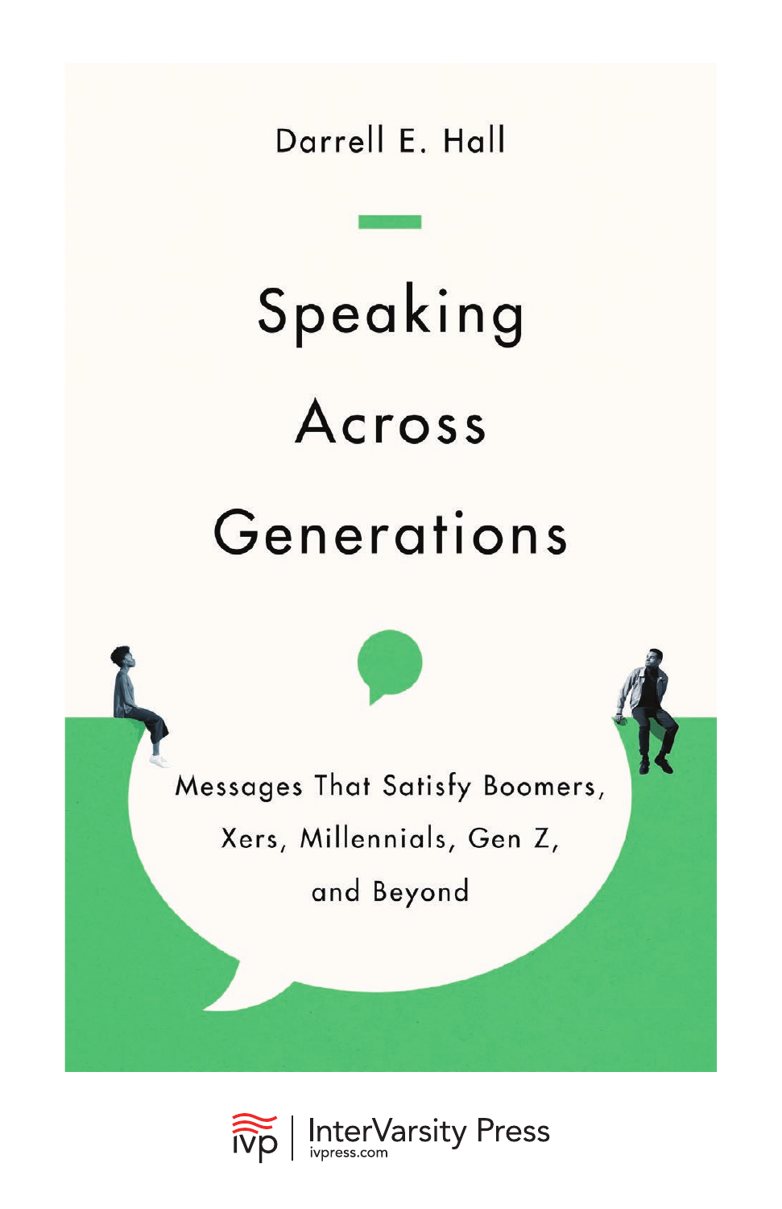Darrell E. Hall

# Speaking Across Generations

## Messages That Satisfy Boomers, Xers, Millennials, Gen Z, and Beyond

InterVarsity Press
ivpress.com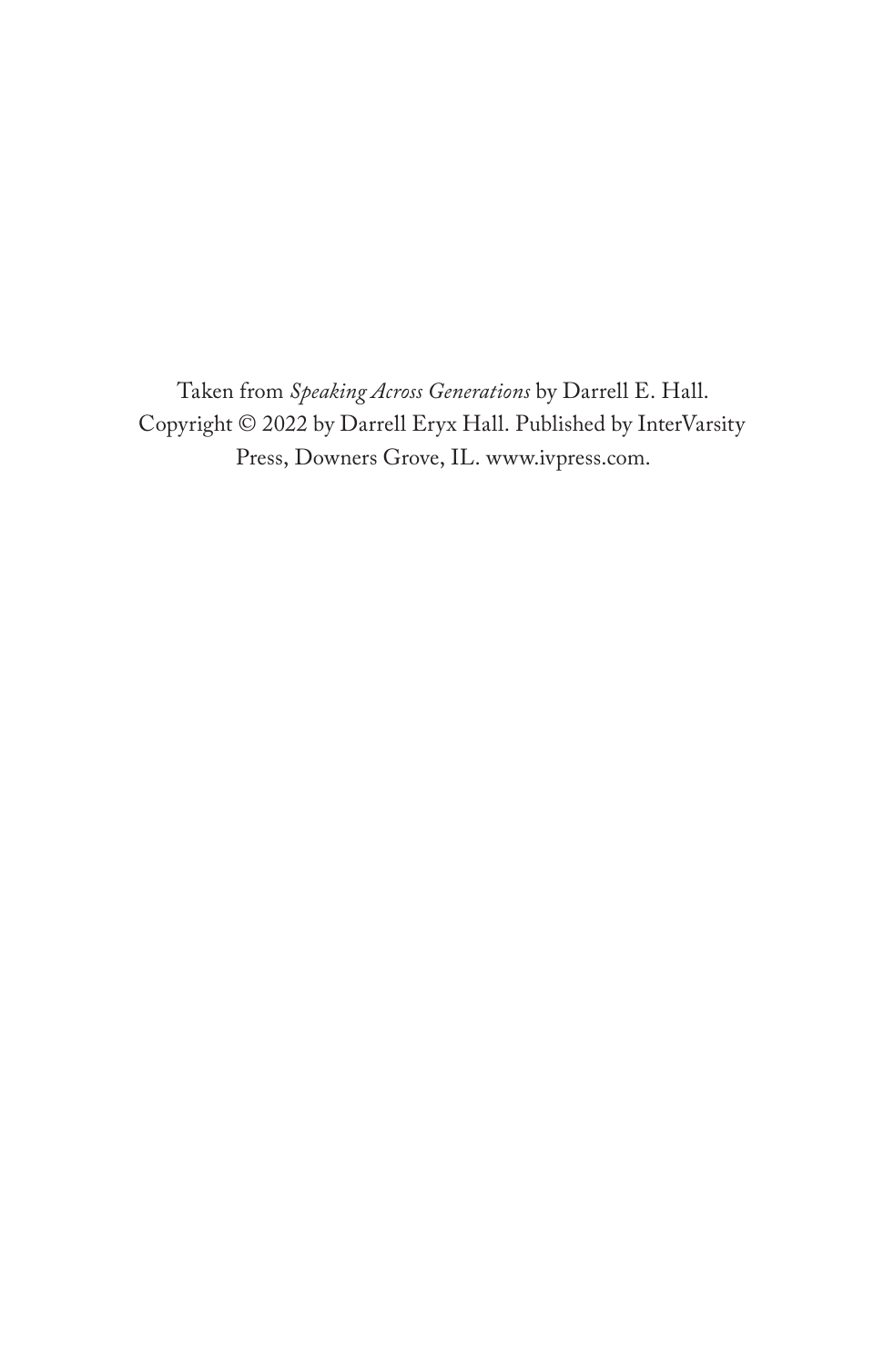Taken from *Speaking Across Generations* by Darrell E. Hall.
Copyright © 2022 by Darrell Eryx Hall. Published by InterVarsity Press, Downers Grove, IL. www.ivpress.com.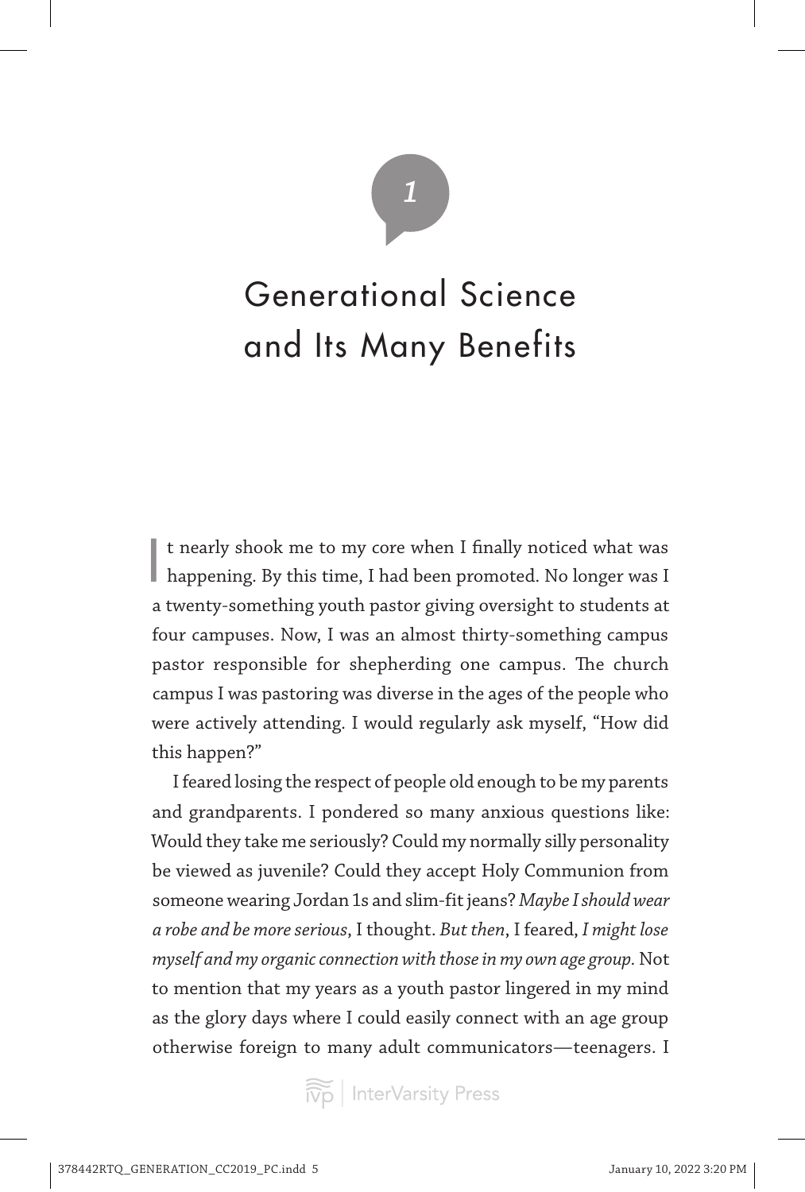# 1

# Generational Science and Its Many Benefits

It nearly shook me to my core when I finally noticed what was happening. By this time, I had been promoted. No longer was I a twenty-something youth pastor giving oversight to students at four campuses. Now, I was an almost thirty-something campus pastor responsible for shepherding one campus. The church campus I was pastoring was diverse in the ages of the people who were actively attending. I would regularly ask myself, "How did this happen?"

I feared losing the respect of people old enough to be my parents and grandparents. I pondered so many anxious questions like: Would they take me seriously? Could my normally silly personality be viewed as juvenile? Could they accept Holy Communion from someone wearing Jordan 1s and slim-fit jeans? *Maybe I should wear a robe and be more serious*, I thought. *But then*, I feared, *I might lose myself and my organic connection with those in my own age group*. Not to mention that my years as a youth pastor lingered in my mind as the glory days where I could easily connect with an age group otherwise foreign to many adult communicators—teenagers. I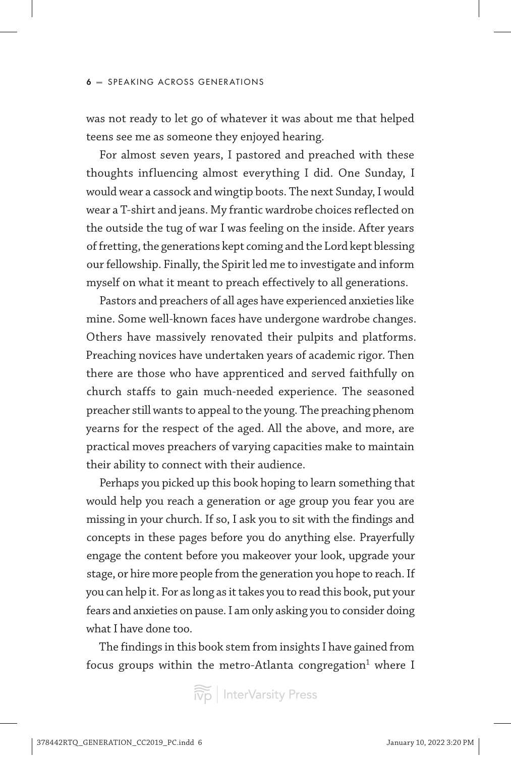was not ready to let go of whatever it was about me that helped teens see me as someone they enjoyed hearing.

For almost seven years, I pastored and preached with these thoughts influencing almost everything I did. One Sunday, I would wear a cassock and wingtip boots. The next Sunday, I would wear a T-shirt and jeans. My frantic wardrobe choices reflected on the outside the tug of war I was feeling on the inside. After years of fretting, the generations kept coming and the Lord kept blessing our fellowship. Finally, the Spirit led me to investigate and inform myself on what it meant to preach effectively to all generations.

Pastors and preachers of all ages have experienced anxieties like mine. Some well-known faces have undergone wardrobe changes. Others have massively renovated their pulpits and platforms. Preaching novices have undertaken years of academic rigor. Then there are those who have apprenticed and served faithfully on church staffs to gain much-needed experience. The seasoned preacher still wants to appeal to the young. The preaching phenom yearns for the respect of the aged. All the above, and more, are practical moves preachers of varying capacities make to maintain their ability to connect with their audience.

Perhaps you picked up this book hoping to learn something that would help you reach a generation or age group you fear you are missing in your church. If so, I ask you to sit with the findings and concepts in these pages before you do anything else. Prayerfully engage the content before you makeover your look, upgrade your stage, or hire more people from the generation you hope to reach. If you can help it. For as long as it takes you to read this book, put your fears and anxieties on pause. I am only asking you to consider doing what I have done too.

The findings in this book stem from insights I have gained from focus groups within the metro-Atlanta congregation[1] where I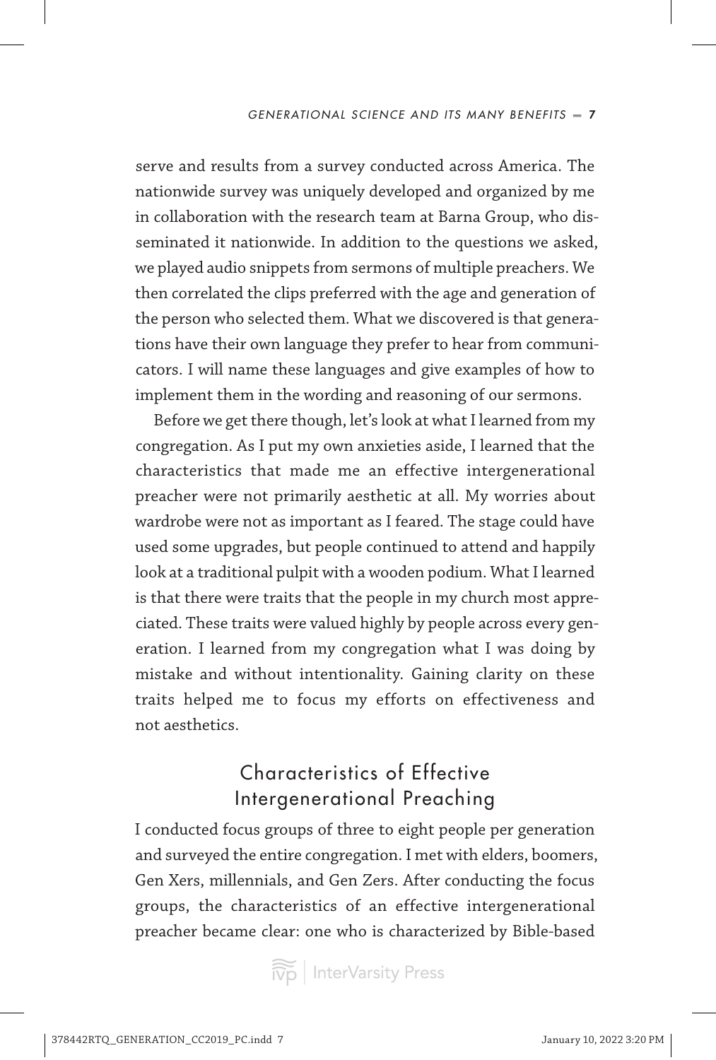serve and results from a survey conducted across America. The nationwide survey was uniquely developed and organized by me in collaboration with the research team at Barna Group, who disseminated it nationwide. In addition to the questions we asked, we played audio snippets from sermons of multiple preachers. We then correlated the clips preferred with the age and generation of the person who selected them. What we discovered is that generations have their own language they prefer to hear from communicators. I will name these languages and give examples of how to implement them in the wording and reasoning of our sermons.

Before we get there though, let's look at what I learned from my congregation. As I put my own anxieties aside, I learned that the characteristics that made me an effective intergenerational preacher were not primarily aesthetic at all. My worries about wardrobe were not as important as I feared. The stage could have used some upgrades, but people continued to attend and happily look at a traditional pulpit with a wooden podium. What I learned is that there were traits that the people in my church most appreciated. These traits were valued highly by people across every generation. I learned from my congregation what I was doing by mistake and without intentionality. Gaining clarity on these traits helped me to focus my efforts on effectiveness and not aesthetics.

## Characteristics of Effective Intergenerational Preaching

I conducted focus groups of three to eight people per generation and surveyed the entire congregation. I met with elders, boomers, Gen Xers, millennials, and Gen Zers. After conducting the focus groups, the characteristics of an effective intergenerational preacher became clear: one who is characterized by Bible-based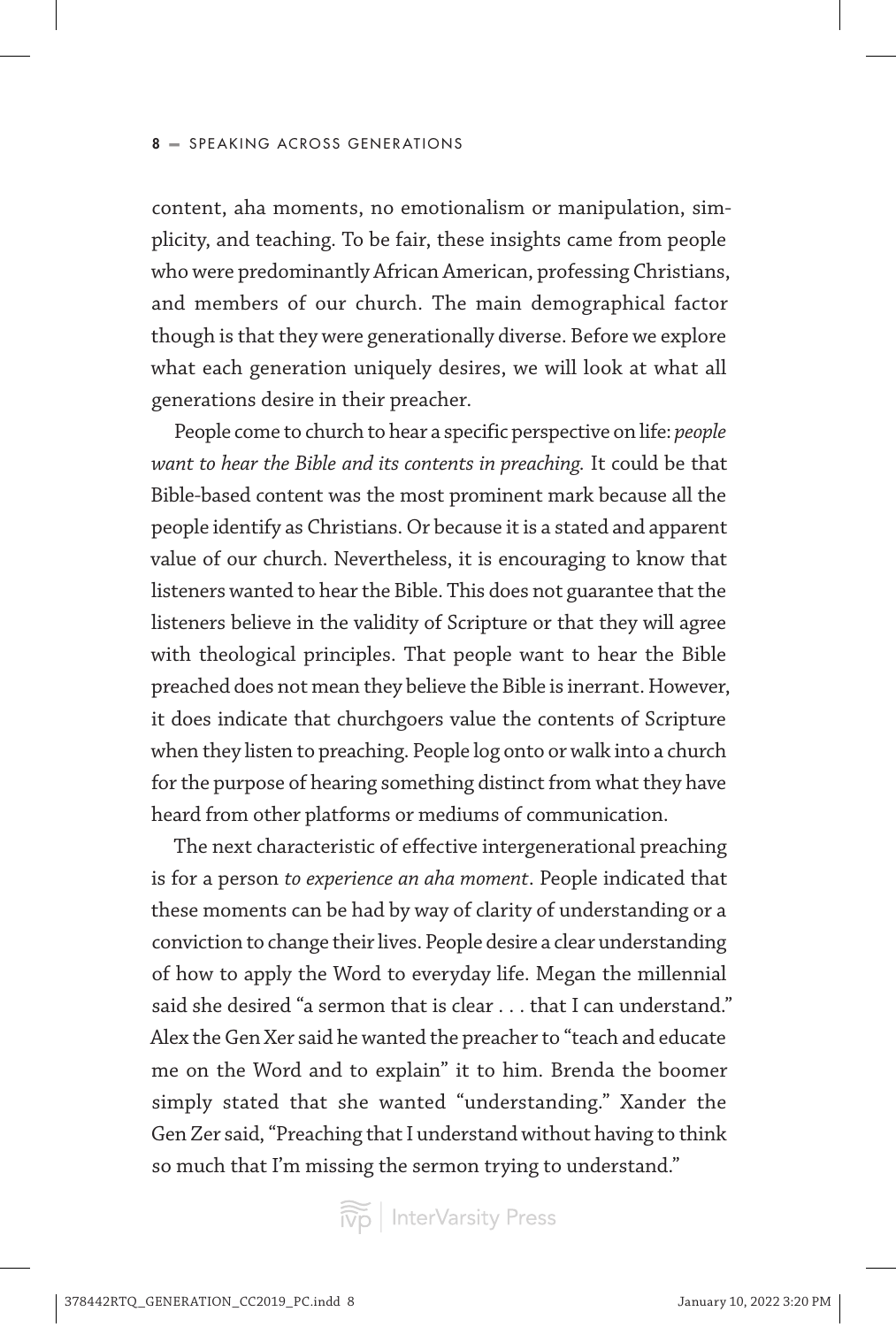content, aha moments, no emotionalism or manipulation, simplicity, and teaching. To be fair, these insights came from people who were predominantly African American, professing Christians, and members of our church. The main demographical factor though is that they were generationally diverse. Before we explore what each generation uniquely desires, we will look at what all generations desire in their preacher.

People come to church to hear a specific perspective on life: *people want to hear the Bible and its contents in preaching.* It could be that Bible-based content was the most prominent mark because all the people identify as Christians. Or because it is a stated and apparent value of our church. Nevertheless, it is encouraging to know that listeners wanted to hear the Bible. This does not guarantee that the listeners believe in the validity of Scripture or that they will agree with theological principles. That people want to hear the Bible preached does not mean they believe the Bible is inerrant. However, it does indicate that churchgoers value the contents of Scripture when they listen to preaching. People log onto or walk into a church for the purpose of hearing something distinct from what they have heard from other platforms or mediums of communication.

The next characteristic of effective intergenerational preaching is for a person *to experience an aha moment*. People indicated that these moments can be had by way of clarity of understanding or a conviction to change their lives. People desire a clear understanding of how to apply the Word to everyday life. Megan the millennial said she desired "a sermon that is clear . . . that I can understand." Alex the Gen Xer said he wanted the preacher to "teach and educate me on the Word and to explain" it to him. Brenda the boomer simply stated that she wanted "understanding." Xander the Gen Zer said, "Preaching that I understand without having to think so much that I'm missing the sermon trying to understand."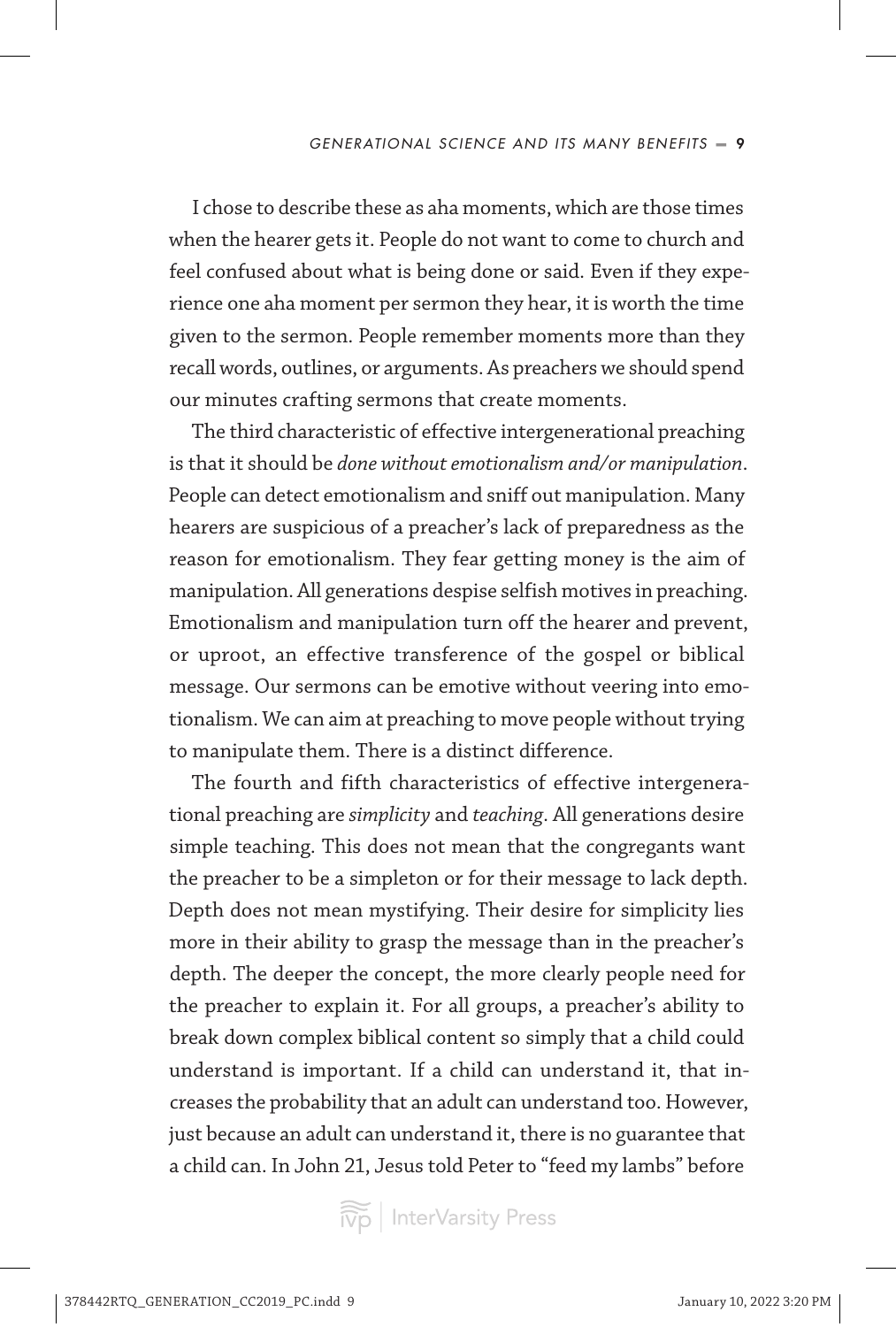I chose to describe these as aha moments, which are those times when the hearer gets it. People do not want to come to church and feel confused about what is being done or said. Even if they experience one aha moment per sermon they hear, it is worth the time given to the sermon. People remember moments more than they recall words, outlines, or arguments. As preachers we should spend our minutes crafting sermons that create moments.

The third characteristic of effective intergenerational preaching is that it should be *done without emotionalism and/or manipulation*. People can detect emotionalism and sniff out manipulation. Many hearers are suspicious of a preacher's lack of preparedness as the reason for emotionalism. They fear getting money is the aim of manipulation. All generations despise selfish motives in preaching. Emotionalism and manipulation turn off the hearer and prevent, or uproot, an effective transference of the gospel or biblical message. Our sermons can be emotive without veering into emotionalism. We can aim at preaching to move people without trying to manipulate them. There is a distinct difference.

The fourth and fifth characteristics of effective intergenerational preaching are *simplicity* and *teaching*. All generations desire simple teaching. This does not mean that the congregants want the preacher to be a simpleton or for their message to lack depth. Depth does not mean mystifying. Their desire for simplicity lies more in their ability to grasp the message than in the preacher's depth. The deeper the concept, the more clearly people need for the preacher to explain it. For all groups, a preacher's ability to break down complex biblical content so simply that a child could understand is important. If a child can understand it, that increases the probability that an adult can understand too. However, just because an adult can understand it, there is no guarantee that a child can. In John 21, Jesus told Peter to "feed my lambs" before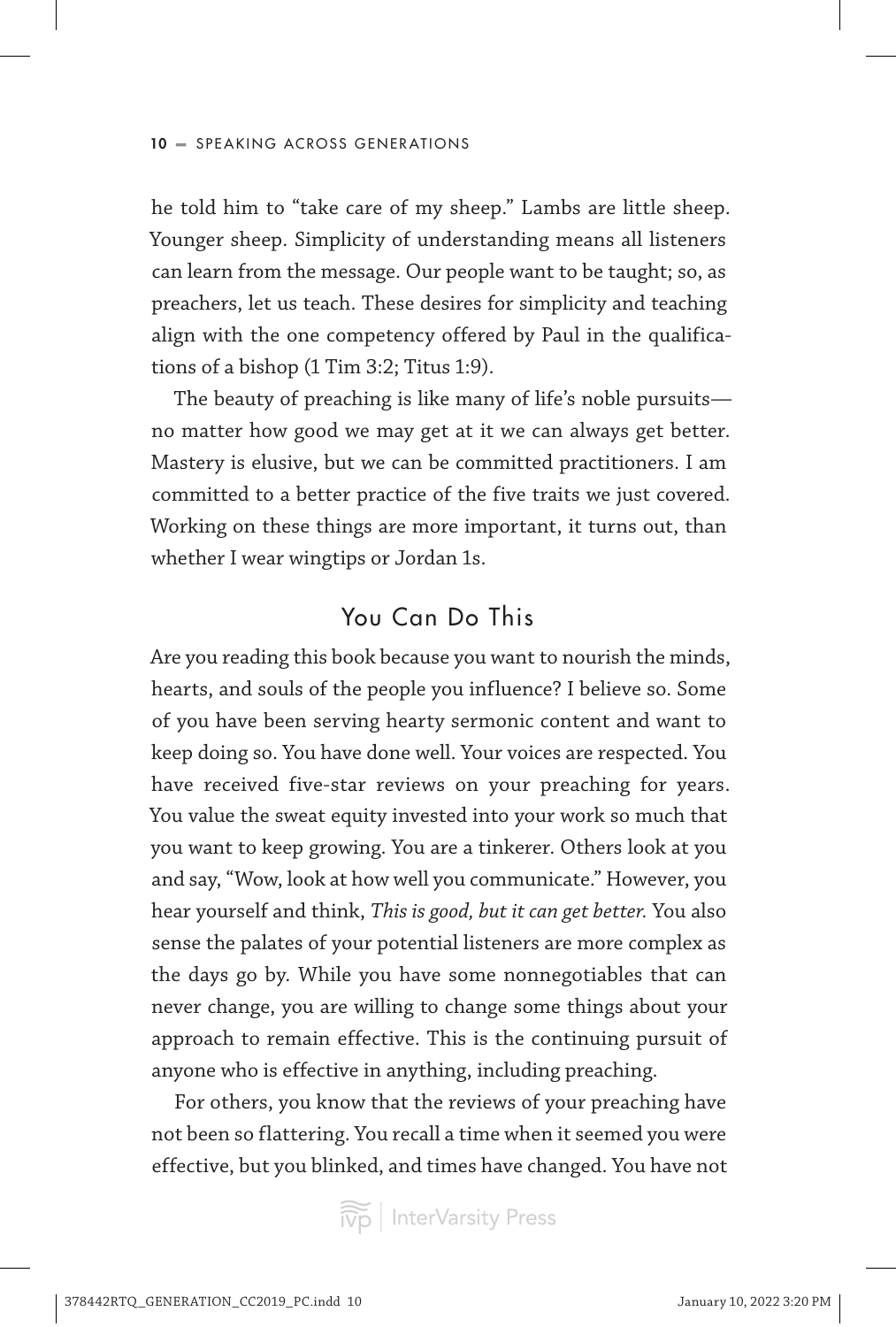he told him to "take care of my sheep." Lambs are little sheep. Younger sheep. Simplicity of understanding means all listeners can learn from the message. Our people want to be taught; so, as preachers, let us teach. These desires for simplicity and teaching align with the one competency offered by Paul in the qualifications of a bishop (1 Tim 3:2; Titus 1:9).

The beauty of preaching is like many of life's noble pursuits—no matter how good we may get at it we can always get better. Mastery is elusive, but we can be committed practitioners. I am committed to a better practice of the five traits we just covered. Working on these things are more important, it turns out, than whether I wear wingtips or Jordan 1s.

## You Can Do This

Are you reading this book because you want to nourish the minds, hearts, and souls of the people you influence? I believe so. Some of you have been serving hearty sermonic content and want to keep doing so. You have done well. Your voices are respected. You have received five-star reviews on your preaching for years. You value the sweat equity invested into your work so much that you want to keep growing. You are a tinkerer. Others look at you and say, "Wow, look at how well you communicate." However, you hear yourself and think, *This is good, but it can get better.* You also sense the palates of your potential listeners are more complex as the days go by. While you have some nonnegotiables that can never change, you are willing to change some things about your approach to remain effective. This is the continuing pursuit of anyone who is effective in anything, including preaching.

For others, you know that the reviews of your preaching have not been so flattering. You recall a time when it seemed you were effective, but you blinked, and times have changed. You have not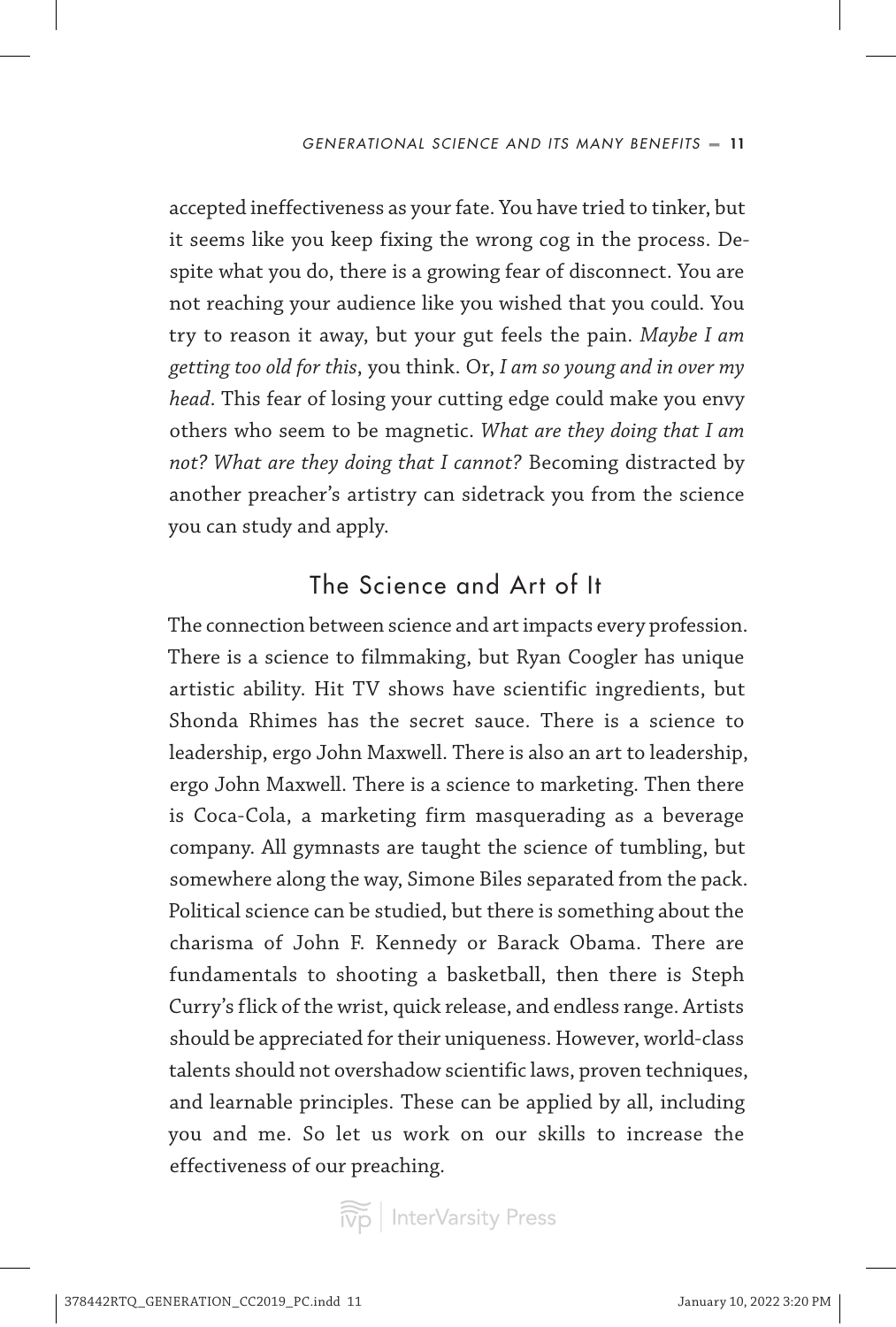accepted ineffectiveness as your fate. You have tried to tinker, but it seems like you keep fixing the wrong cog in the process. Despite what you do, there is a growing fear of disconnect. You are not reaching your audience like you wished that you could. You try to reason it away, but your gut feels the pain. *Maybe I am getting too old for this*, you think. Or, *I am so young and in over my head*. This fear of losing your cutting edge could make you envy others who seem to be magnetic. *What are they doing that I am not? What are they doing that I cannot?* Becoming distracted by another preacher's artistry can sidetrack you from the science you can study and apply.

## The Science and Art of It

The connection between science and art impacts every profession. There is a science to filmmaking, but Ryan Coogler has unique artistic ability. Hit TV shows have scientific ingredients, but Shonda Rhimes has the secret sauce. There is a science to leadership, ergo John Maxwell. There is also an art to leadership, ergo John Maxwell. There is a science to marketing. Then there is Coca-Cola, a marketing firm masquerading as a beverage company. All gymnasts are taught the science of tumbling, but somewhere along the way, Simone Biles separated from the pack. Political science can be studied, but there is something about the charisma of John F. Kennedy or Barack Obama. There are fundamentals to shooting a basketball, then there is Steph Curry's flick of the wrist, quick release, and endless range. Artists should be appreciated for their uniqueness. However, world-class talents should not overshadow scientific laws, proven techniques, and learnable principles. These can be applied by all, including you and me. So let us work on our skills to increase the effectiveness of our preaching.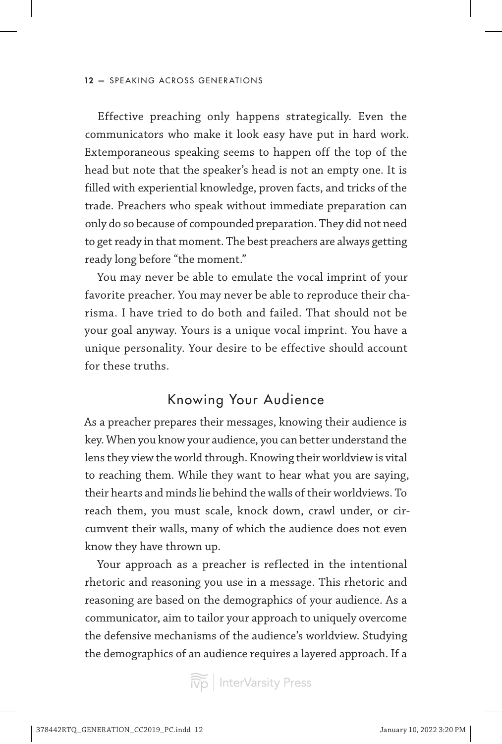Effective preaching only happens strategically. Even the communicators who make it look easy have put in hard work. Extemporaneous speaking seems to happen off the top of the head but note that the speaker's head is not an empty one. It is filled with experiential knowledge, proven facts, and tricks of the trade. Preachers who speak without immediate preparation can only do so because of compounded preparation. They did not need to get ready in that moment. The best preachers are always getting ready long before "the moment."

You may never be able to emulate the vocal imprint of your favorite preacher. You may never be able to reproduce their charisma. I have tried to do both and failed. That should not be your goal anyway. Yours is a unique vocal imprint. You have a unique personality. Your desire to be effective should account for these truths.

## Knowing Your Audience

As a preacher prepares their messages, knowing their audience is key. When you know your audience, you can better understand the lens they view the world through. Knowing their worldview is vital to reaching them. While they want to hear what you are saying, their hearts and minds lie behind the walls of their worldviews. To reach them, you must scale, knock down, crawl under, or circumvent their walls, many of which the audience does not even know they have thrown up.

Your approach as a preacher is reflected in the intentional rhetoric and reasoning you use in a message. This rhetoric and reasoning are based on the demographics of your audience. As a communicator, aim to tailor your approach to uniquely overcome the defensive mechanisms of the audience's worldview. Studying the demographics of an audience requires a layered approach. If a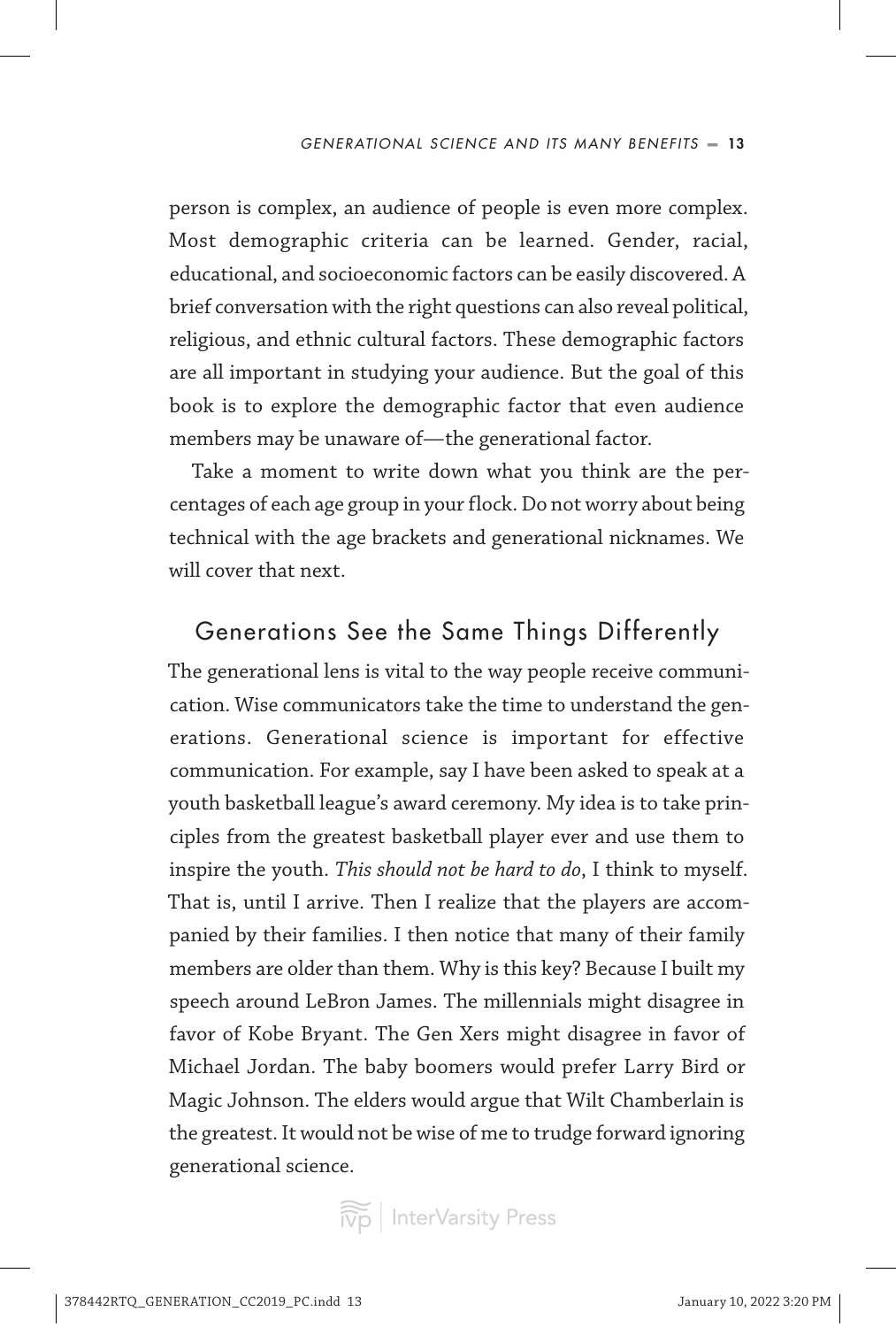person is complex, an audience of people is even more complex. Most demographic criteria can be learned. Gender, racial, educational, and socioeconomic factors can be easily discovered. A brief conversation with the right questions can also reveal political, religious, and ethnic cultural factors. These demographic factors are all important in studying your audience. But the goal of this book is to explore the demographic factor that even audience members may be unaware of—the generational factor.

Take a moment to write down what you think are the percentages of each age group in your flock. Do not worry about being technical with the age brackets and generational nicknames. We will cover that next.

## Generations See the Same Things Differently

The generational lens is vital to the way people receive communication. Wise communicators take the time to understand the generations. Generational science is important for effective communication. For example, say I have been asked to speak at a youth basketball league's award ceremony. My idea is to take principles from the greatest basketball player ever and use them to inspire the youth. *This should not be hard to do*, I think to myself. That is, until I arrive. Then I realize that the players are accompanied by their families. I then notice that many of their family members are older than them. Why is this key? Because I built my speech around LeBron James. The millennials might disagree in favor of Kobe Bryant. The Gen Xers might disagree in favor of Michael Jordan. The baby boomers would prefer Larry Bird or Magic Johnson. The elders would argue that Wilt Chamberlain is the greatest. It would not be wise of me to trudge forward ignoring generational science.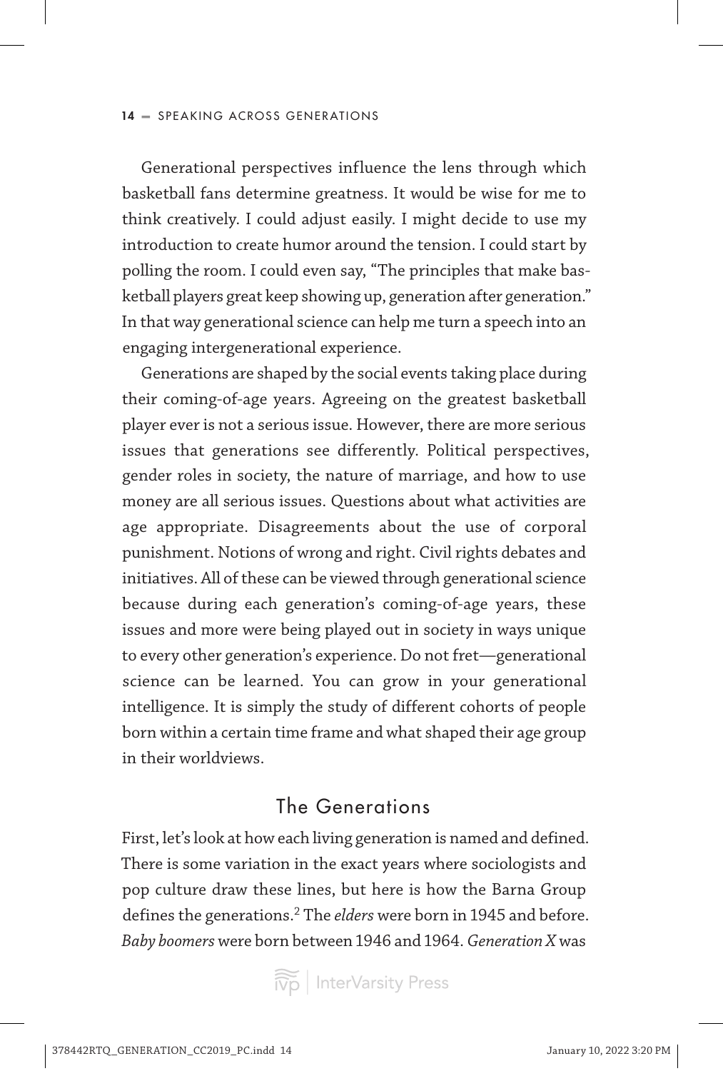Generational perspectives influence the lens through which basketball fans determine greatness. It would be wise for me to think creatively. I could adjust easily. I might decide to use my introduction to create humor around the tension. I could start by polling the room. I could even say, "The principles that make basketball players great keep showing up, generation after generation." In that way generational science can help me turn a speech into an engaging intergenerational experience.

Generations are shaped by the social events taking place during their coming-of-age years. Agreeing on the greatest basketball player ever is not a serious issue. However, there are more serious issues that generations see differently. Political perspectives, gender roles in society, the nature of marriage, and how to use money are all serious issues. Questions about what activities are age appropriate. Disagreements about the use of corporal punishment. Notions of wrong and right. Civil rights debates and initiatives. All of these can be viewed through generational science because during each generation's coming-of-age years, these issues and more were being played out in society in ways unique to every other generation's experience. Do not fret—generational science can be learned. You can grow in your generational intelligence. It is simply the study of different cohorts of people born within a certain time frame and what shaped their age group in their worldviews.

## The Generations

First, let's look at how each living generation is named and defined. There is some variation in the exact years where sociologists and pop culture draw these lines, but here is how the Barna Group defines the generations.[2] The *elders* were born in 1945 and before. *Baby boomers* were born between 1946 and 1964. *Generation X* was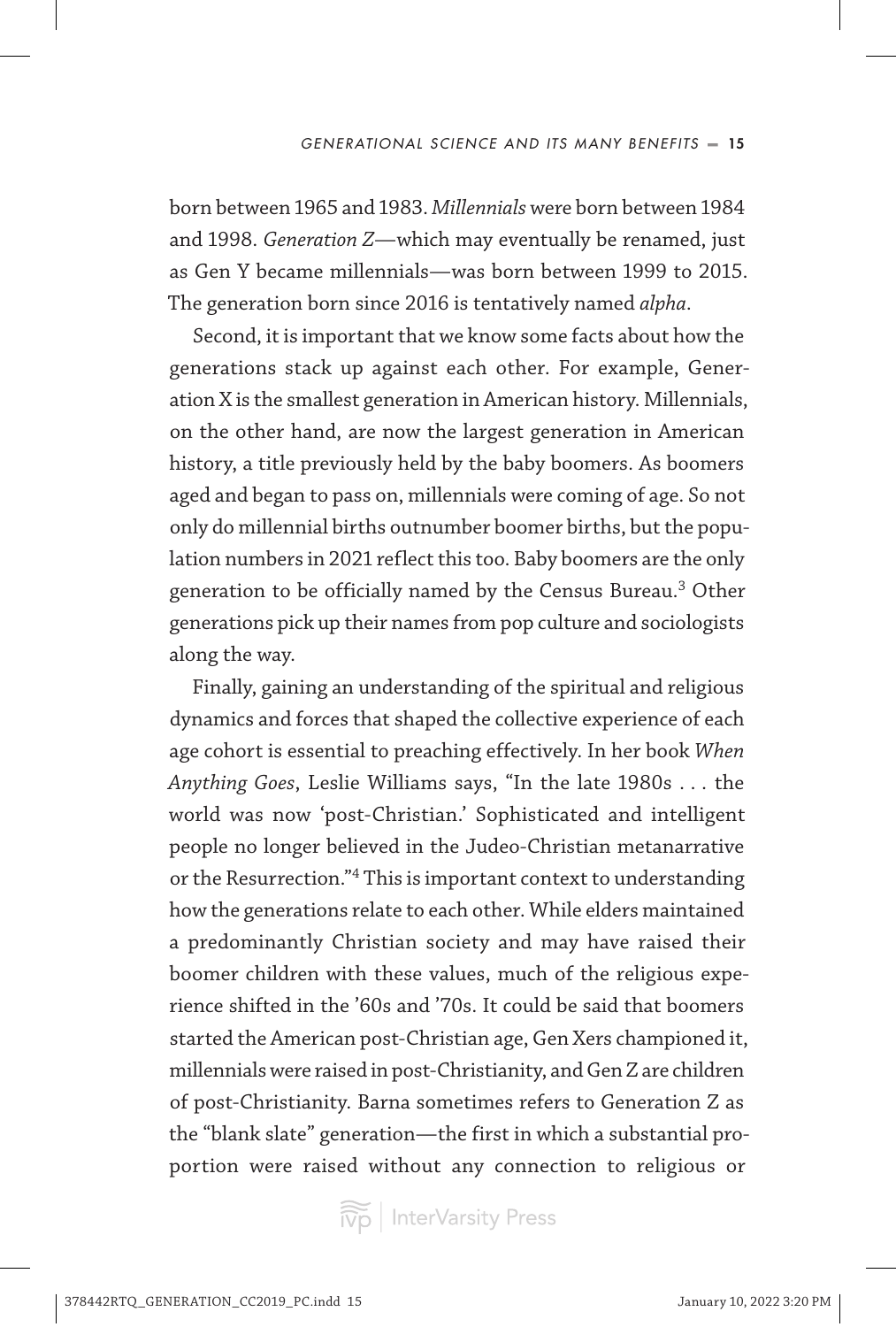born between 1965 and 1983. *Millennials* were born between 1984 and 1998. *Generation Z*—which may eventually be renamed, just as Gen Y became millennials—was born between 1999 to 2015. The generation born since 2016 is tentatively named *alpha*.

Second, it is important that we know some facts about how the generations stack up against each other. For example, Generation X is the smallest generation in American history. Millennials, on the other hand, are now the largest generation in American history, a title previously held by the baby boomers. As boomers aged and began to pass on, millennials were coming of age. So not only do millennial births outnumber boomer births, but the population numbers in 2021 reflect this too. Baby boomers are the only generation to be officially named by the Census Bureau.[3] Other generations pick up their names from pop culture and sociologists along the way.

Finally, gaining an understanding of the spiritual and religious dynamics and forces that shaped the collective experience of each age cohort is essential to preaching effectively. In her book *When Anything Goes*, Leslie Williams says, "In the late 1980s . . . the world was now 'post-Christian.' Sophisticated and intelligent people no longer believed in the Judeo-Christian metanarrative or the Resurrection."[4] This is important context to understanding how the generations relate to each other. While elders maintained a predominantly Christian society and may have raised their boomer children with these values, much of the religious experience shifted in the '60s and '70s. It could be said that boomers started the American post-Christian age, Gen Xers championed it, millennials were raised in post-Christianity, and Gen Z are children of post-Christianity. Barna sometimes refers to Generation Z as the "blank slate" generation—the first in which a substantial proportion were raised without any connection to religious or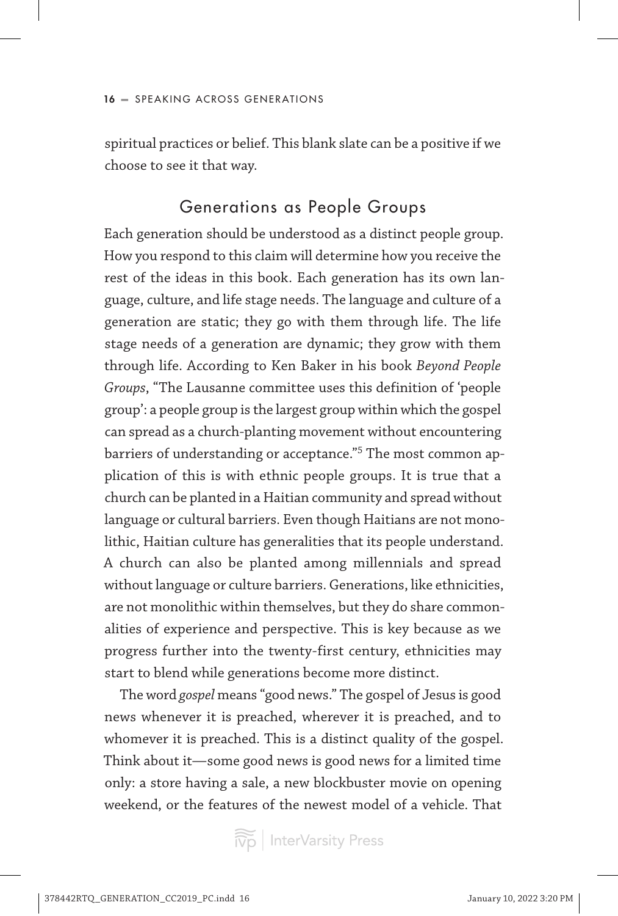spiritual practices or belief. This blank slate can be a positive if we choose to see it that way.

## Generations as People Groups

Each generation should be understood as a distinct people group. How you respond to this claim will determine how you receive the rest of the ideas in this book. Each generation has its own language, culture, and life stage needs. The language and culture of a generation are static; they go with them through life. The life stage needs of a generation are dynamic; they grow with them through life. According to Ken Baker in his book *Beyond People Groups*, "The Lausanne committee uses this definition of 'people group': a people group is the largest group within which the gospel can spread as a church-planting movement without encountering barriers of understanding or acceptance."[5] The most common application of this is with ethnic people groups. It is true that a church can be planted in a Haitian community and spread without language or cultural barriers. Even though Haitians are not monolithic, Haitian culture has generalities that its people understand. A church can also be planted among millennials and spread without language or culture barriers. Generations, like ethnicities, are not monolithic within themselves, but they do share commonalities of experience and perspective. This is key because as we progress further into the twenty-first century, ethnicities may start to blend while generations become more distinct.

The word *gospel* means "good news." The gospel of Jesus is good news whenever it is preached, wherever it is preached, and to whomever it is preached. This is a distinct quality of the gospel. Think about it—some good news is good news for a limited time only: a store having a sale, a new blockbuster movie on opening weekend, or the features of the newest model of a vehicle. That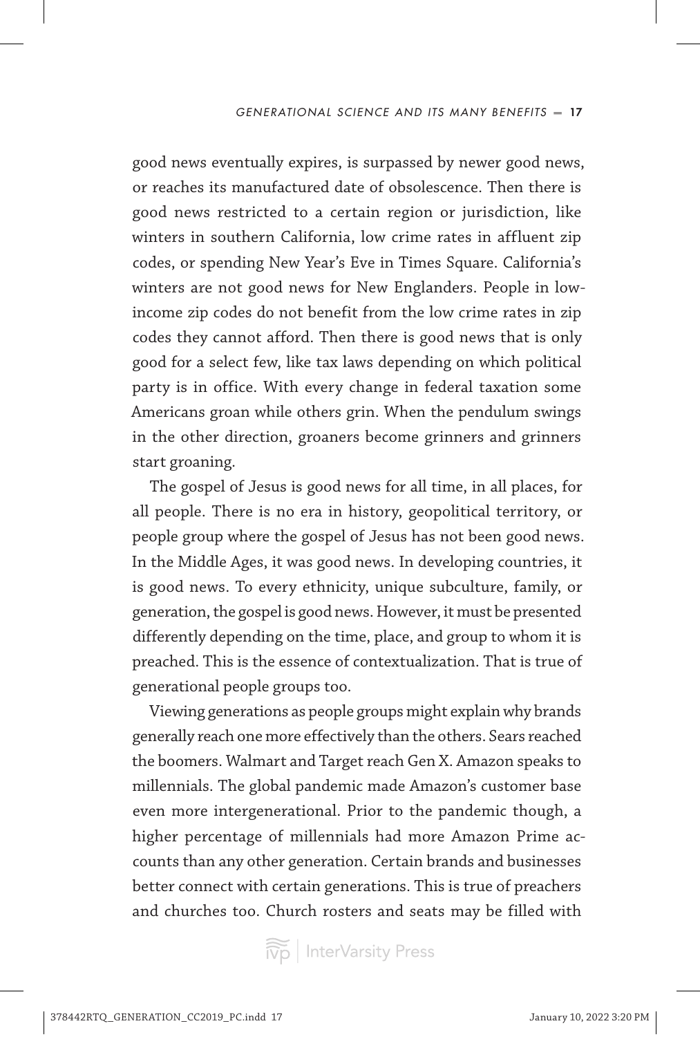good news eventually expires, is surpassed by newer good news, or reaches its manufactured date of obsolescence. Then there is good news restricted to a certain region or jurisdiction, like winters in southern California, low crime rates in affluent zip codes, or spending New Year's Eve in Times Square. California's winters are not good news for New Englanders. People in low-income zip codes do not benefit from the low crime rates in zip codes they cannot afford. Then there is good news that is only good for a select few, like tax laws depending on which political party is in office. With every change in federal taxation some Americans groan while others grin. When the pendulum swings in the other direction, groaners become grinners and grinners start groaning.

The gospel of Jesus is good news for all time, in all places, for all people. There is no era in history, geopolitical territory, or people group where the gospel of Jesus has not been good news. In the Middle Ages, it was good news. In developing countries, it is good news. To every ethnicity, unique subculture, family, or generation, the gospel is good news. However, it must be presented differently depending on the time, place, and group to whom it is preached. This is the essence of contextualization. That is true of generational people groups too.

Viewing generations as people groups might explain why brands generally reach one more effectively than the others. Sears reached the boomers. Walmart and Target reach Gen X. Amazon speaks to millennials. The global pandemic made Amazon's customer base even more intergenerational. Prior to the pandemic though, a higher percentage of millennials had more Amazon Prime accounts than any other generation. Certain brands and businesses better connect with certain generations. This is true of preachers and churches too. Church rosters and seats may be filled with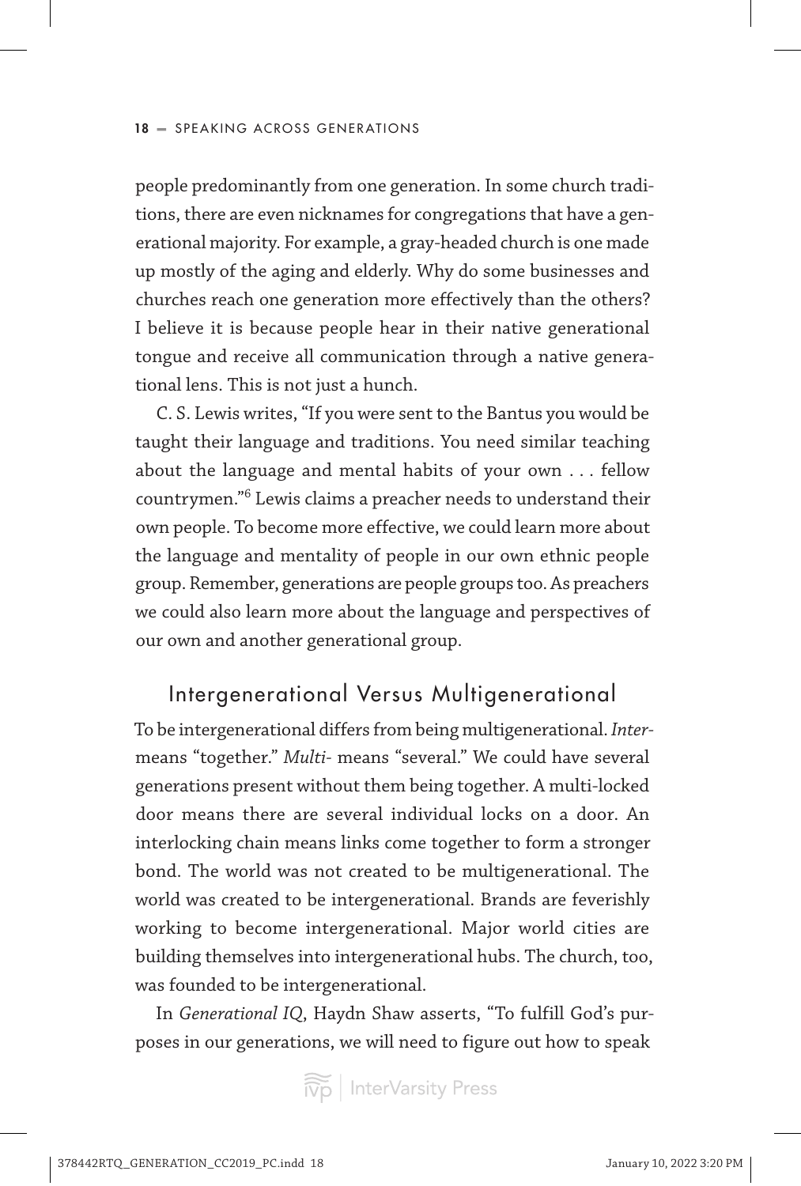people predominantly from one generation. In some church traditions, there are even nicknames for congregations that have a generational majority. For example, a gray-headed church is one made up mostly of the aging and elderly. Why do some businesses and churches reach one generation more effectively than the others? I believe it is because people hear in their native generational tongue and receive all communication through a native generational lens. This is not just a hunch.

C. S. Lewis writes, "If you were sent to the Bantus you would be taught their language and traditions. You need similar teaching about the language and mental habits of your own . . . fellow countrymen."[6] Lewis claims a preacher needs to understand their own people. To become more effective, we could learn more about the language and mentality of people in our own ethnic people group. Remember, generations are people groups too. As preachers we could also learn more about the language and perspectives of our own and another generational group.

## Intergenerational Versus Multigenerational

To be intergenerational differs from being multigenerational. *Inter-* means "together." *Multi-* means "several." We could have several generations present without them being together. A multi-locked door means there are several individual locks on a door. An interlocking chain means links come together to form a stronger bond. The world was not created to be multigenerational. The world was created to be intergenerational. Brands are feverishly working to become intergenerational. Major world cities are building themselves into intergenerational hubs. The church, too, was founded to be intergenerational.

In *Generational IQ*, Haydn Shaw asserts, "To fulfill God's purposes in our generations, we will need to figure out how to speak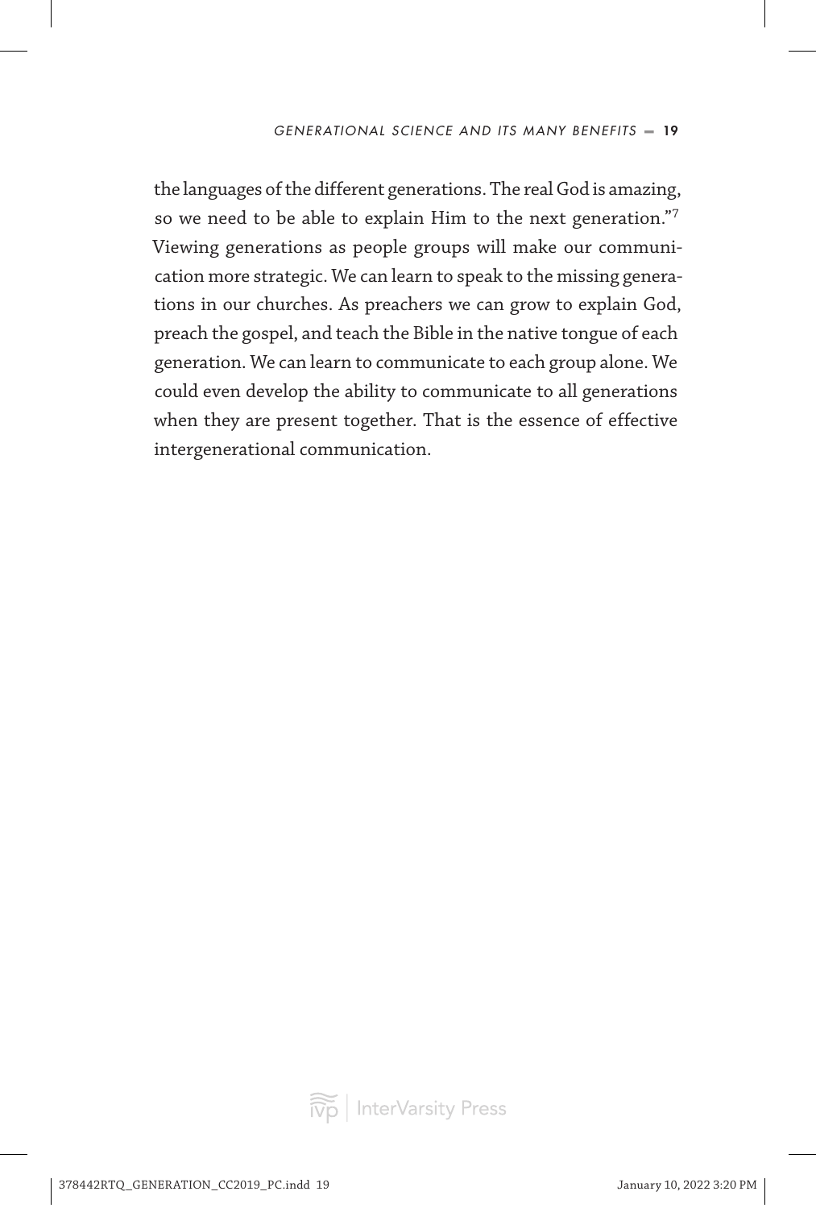the languages of the different generations. The real God is amazing, so we need to be able to explain Him to the next generation."[7] Viewing generations as people groups will make our communication more strategic. We can learn to speak to the missing generations in our churches. As preachers we can grow to explain God, preach the gospel, and teach the Bible in the native tongue of each generation. We can learn to communicate to each group alone. We could even develop the ability to communicate to all generations when they are present together. That is the essence of effective intergenerational communication.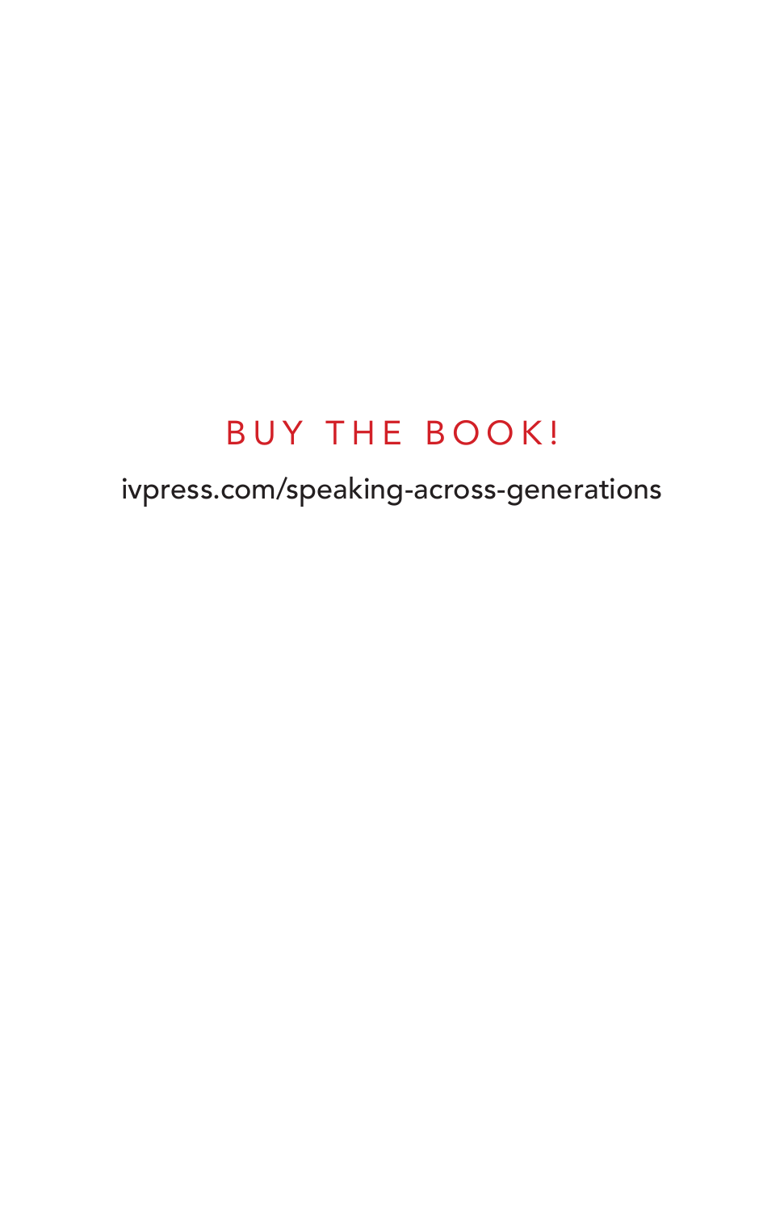## BUY THE BOOK!

ivpress.com/speaking-across-generations